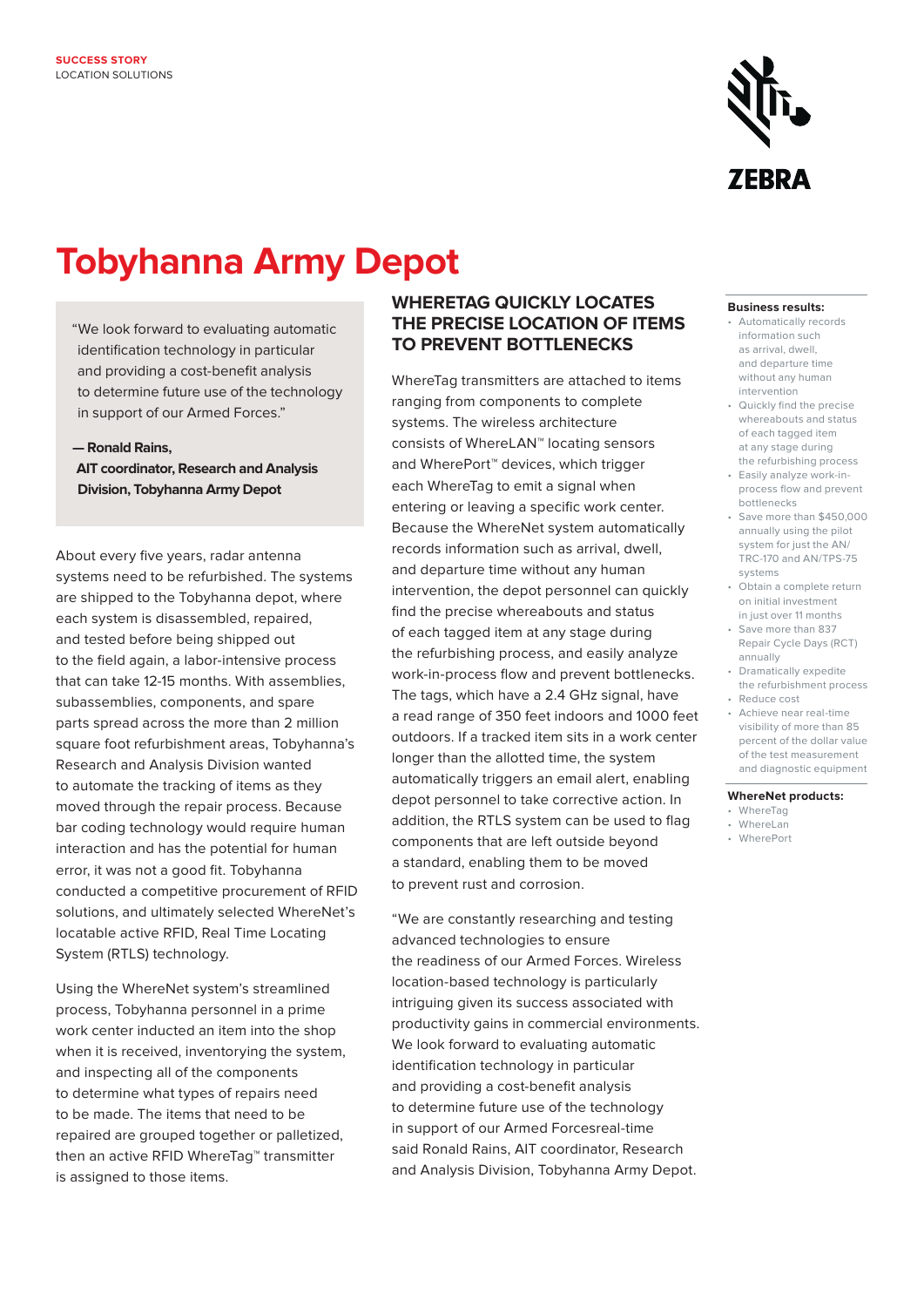**SUCCESS STORY**
LOCATION SOLUTIONS

ZEBRA

# Tobyhanna Army Depot

> "We look forward to evaluating automatic identification technology in particular and providing a cost-benefit analysis to determine future use of the technology in support of our Armed Forces."
>
> **— Ronald Rains, AIT coordinator, Research and Analysis Division, Tobyhanna Army Depot**

About every five years, radar antenna systems need to be refurbished. The systems are shipped to the Tobyhanna depot, where each system is disassembled, repaired, and tested before being shipped out to the field again, a labor-intensive process that can take 12-15 months. With assemblies, subassemblies, components, and spare parts spread across the more than 2 million square foot refurbishment areas, Tobyhanna's Research and Analysis Division wanted to automate the tracking of items as they moved through the repair process. Because bar coding technology would require human interaction and has the potential for human error, it was not a good fit. Tobyhanna conducted a competitive procurement of RFID solutions, and ultimately selected WhereNet's locatable active RFID, Real Time Locating System (RTLS) technology.

Using the WhereNet system's streamlined process, Tobyhanna personnel in a prime work center inducted an item into the shop when it is received, inventorying the system, and inspecting all of the components to determine what types of repairs need to be made. The items that need to be repaired are grouped together or palletized, then an active RFID WhereTag™ transmitter is assigned to those items.

## WHERETAG QUICKLY LOCATES THE PRECISE LOCATION OF ITEMS TO PREVENT BOTTLENECKS

WhereTag transmitters are attached to items ranging from components to complete systems. The wireless architecture consists of WhereLAN™ locating sensors and WherePort™ devices, which trigger each WhereTag to emit a signal when entering or leaving a specific work center. Because the WhereNet system automatically records information such as arrival, dwell, and departure time without any human intervention, the depot personnel can quickly find the precise whereabouts and status of each tagged item at any stage during the refurbishing process, and easily analyze work-in-process flow and prevent bottlenecks. The tags, which have a 2.4 GHz signal, have a read range of 350 feet indoors and 1000 feet outdoors. If a tracked item sits in a work center longer than the allotted time, the system automatically triggers an email alert, enabling depot personnel to take corrective action. In addition, the RTLS system can be used to flag components that are left outside beyond a standard, enabling them to be moved to prevent rust and corrosion.

"We are constantly researching and testing advanced technologies to ensure the readiness of our Armed Forces. Wireless location-based technology is particularly intriguing given its success associated with productivity gains in commercial environments. We look forward to evaluating automatic identification technology in particular and providing a cost-benefit analysis to determine future use of the technology in support of our Armed Forcesreal-time said Ronald Rains, AIT coordinator, Research and Analysis Division, Tobyhanna Army Depot.

**Business results:**

- Automatically records information such as arrival, dwell, and departure time without any human intervention
- Quickly find the precise whereabouts and status of each tagged item at any stage during the refurbishing process
- Easily analyze work-in-process flow and prevent bottlenecks
- Save more than $450,000 annually using the pilot system for just the AN/TRC-170 and AN/TPS-75 systems
- Obtain a complete return on initial investment in just over 11 months
- Save more than 837 Repair Cycle Days (RCT) annually
- Dramatically expedite the refurbishment process
- Reduce cost
- Achieve near real-time visibility of more than 85 percent of the dollar value of the test measurement and diagnostic equipment

**WhereNet products:**

- WhereTag
- WhereLan
- WherePort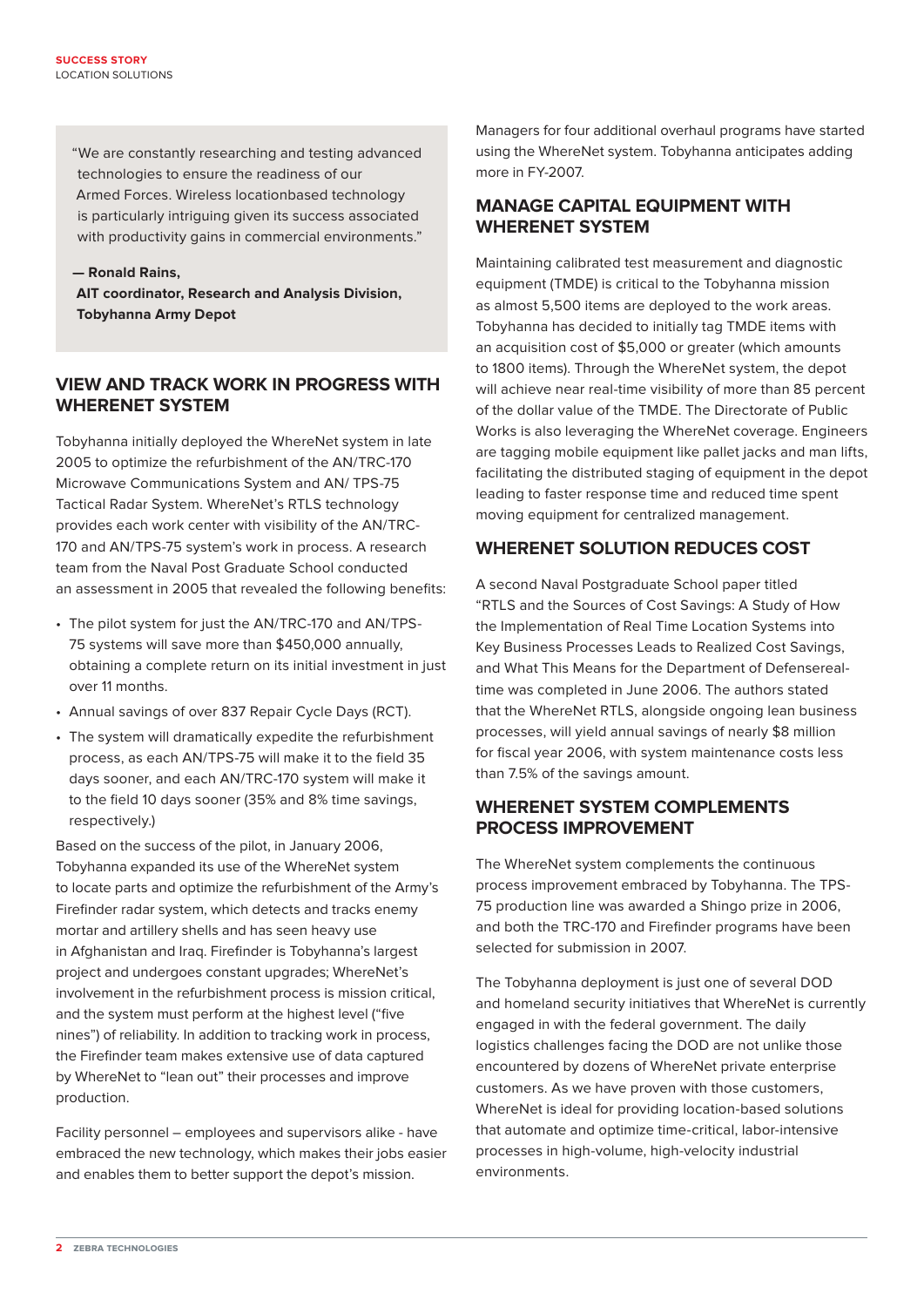"We are constantly researching and testing advanced technologies to ensure the readiness of our Armed Forces. Wireless locationbased technology is particularly intriguing given its success associated with productivity gains in commercial environments."

**— Ronald Rains,**
**AIT coordinator, Research and Analysis Division, Tobyhanna Army Depot**

## VIEW AND TRACK WORK IN PROGRESS WITH WHERENET SYSTEM

Tobyhanna initially deployed the WhereNet system in late 2005 to optimize the refurbishment of the AN/TRC-170 Microwave Communications System and AN/ TPS-75 Tactical Radar System. WhereNet's RTLS technology provides each work center with visibility of the AN/TRC-170 and AN/TPS-75 system's work in process. A research team from the Naval Post Graduate School conducted an assessment in 2005 that revealed the following benefits:

- The pilot system for just the AN/TRC-170 and AN/TPS-75 systems will save more than $450,000 annually, obtaining a complete return on its initial investment in just over 11 months.
- Annual savings of over 837 Repair Cycle Days (RCT).
- The system will dramatically expedite the refurbishment process, as each AN/TPS-75 will make it to the field 35 days sooner, and each AN/TRC-170 system will make it to the field 10 days sooner (35% and 8% time savings, respectively.)

Based on the success of the pilot, in January 2006, Tobyhanna expanded its use of the WhereNet system to locate parts and optimize the refurbishment of the Army's Firefinder radar system, which detects and tracks enemy mortar and artillery shells and has seen heavy use in Afghanistan and Iraq. Firefinder is Tobyhanna's largest project and undergoes constant upgrades; WhereNet's involvement in the refurbishment process is mission critical, and the system must perform at the highest level ("five nines") of reliability. In addition to tracking work in process, the Firefinder team makes extensive use of data captured by WhereNet to "lean out" their processes and improve production.

Facility personnel – employees and supervisors alike - have embraced the new technology, which makes their jobs easier and enables them to better support the depot's mission. Managers for four additional overhaul programs have started using the WhereNet system. Tobyhanna anticipates adding more in FY-2007.

## MANAGE CAPITAL EQUIPMENT WITH WHERENET SYSTEM

Maintaining calibrated test measurement and diagnostic equipment (TMDE) is critical to the Tobyhanna mission as almost 5,500 items are deployed to the work areas. Tobyhanna has decided to initially tag TMDE items with an acquisition cost of $5,000 or greater (which amounts to 1800 items). Through the WhereNet system, the depot will achieve near real-time visibility of more than 85 percent of the dollar value of the TMDE. The Directorate of Public Works is also leveraging the WhereNet coverage. Engineers are tagging mobile equipment like pallet jacks and man lifts, facilitating the distributed staging of equipment in the depot leading to faster response time and reduced time spent moving equipment for centralized management.

## WHERENET SOLUTION REDUCES COST

A second Naval Postgraduate School paper titled "RTLS and the Sources of Cost Savings: A Study of How the Implementation of Real Time Location Systems into Key Business Processes Leads to Realized Cost Savings, and What This Means for the Department of Defensereal-time was completed in June 2006. The authors stated that the WhereNet RTLS, alongside ongoing lean business processes, will yield annual savings of nearly $8 million for fiscal year 2006, with system maintenance costs less than 7.5% of the savings amount.

## WHERENET SYSTEM COMPLEMENTS PROCESS IMPROVEMENT

The WhereNet system complements the continuous process improvement embraced by Tobyhanna. The TPS-75 production line was awarded a Shingo prize in 2006, and both the TRC-170 and Firefinder programs have been selected for submission in 2007.

The Tobyhanna deployment is just one of several DOD and homeland security initiatives that WhereNet is currently engaged in with the federal government. The daily logistics challenges facing the DOD are not unlike those encountered by dozens of WhereNet private enterprise customers. As we have proven with those customers, WhereNet is ideal for providing location-based solutions that automate and optimize time-critical, labor-intensive processes in high-volume, high-velocity industrial environments.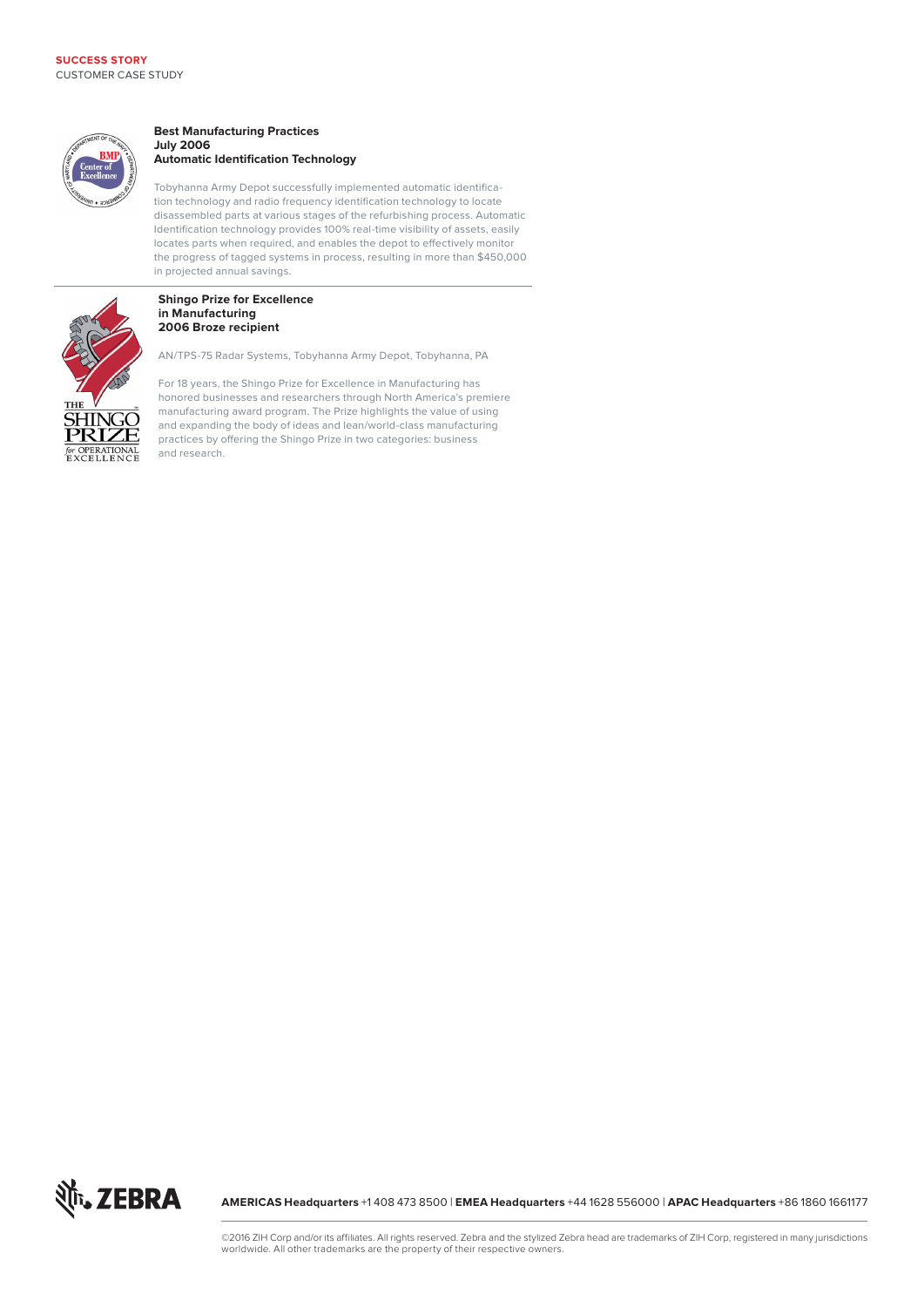**SUCCESS STORY**
CUSTOMER CASE STUDY

**Best Manufacturing Practices**
**July 2006**
**Automatic Identification Technology**

Tobyhanna Army Depot successfully implemented automatic identification technology and radio frequency identification technology to locate disassembled parts at various stages of the refurbishing process. Automatic Identification technology provides 100% real-time visibility of assets, easily locates parts when required, and enables the depot to effectively monitor the progress of tagged systems in process, resulting in more than $450,000 in projected annual savings.

**Shingo Prize for Excellence in Manufacturing**
**2006 Broze recipient**

AN/TPS-75 Radar Systems, Tobyhanna Army Depot, Tobyhanna, PA

For 18 years, the Shingo Prize for Excellence in Manufacturing has honored businesses and researchers through North America's premiere manufacturing award program. The Prize highlights the value of using and expanding the body of ideas and lean/world-class manufacturing practices by offering the Shingo Prize in two categories: business and research.

**AMERICAS Headquarters** +1 408 473 8500 | **EMEA Headquarters** +44 1628 556000 | **APAC Headquarters** +86 1860 1661177

©2016 ZIH Corp and/or its affiliates. All rights reserved. Zebra and the stylized Zebra head are trademarks of ZIH Corp, registered in many jurisdictions worldwide. All other trademarks are the property of their respective owners.